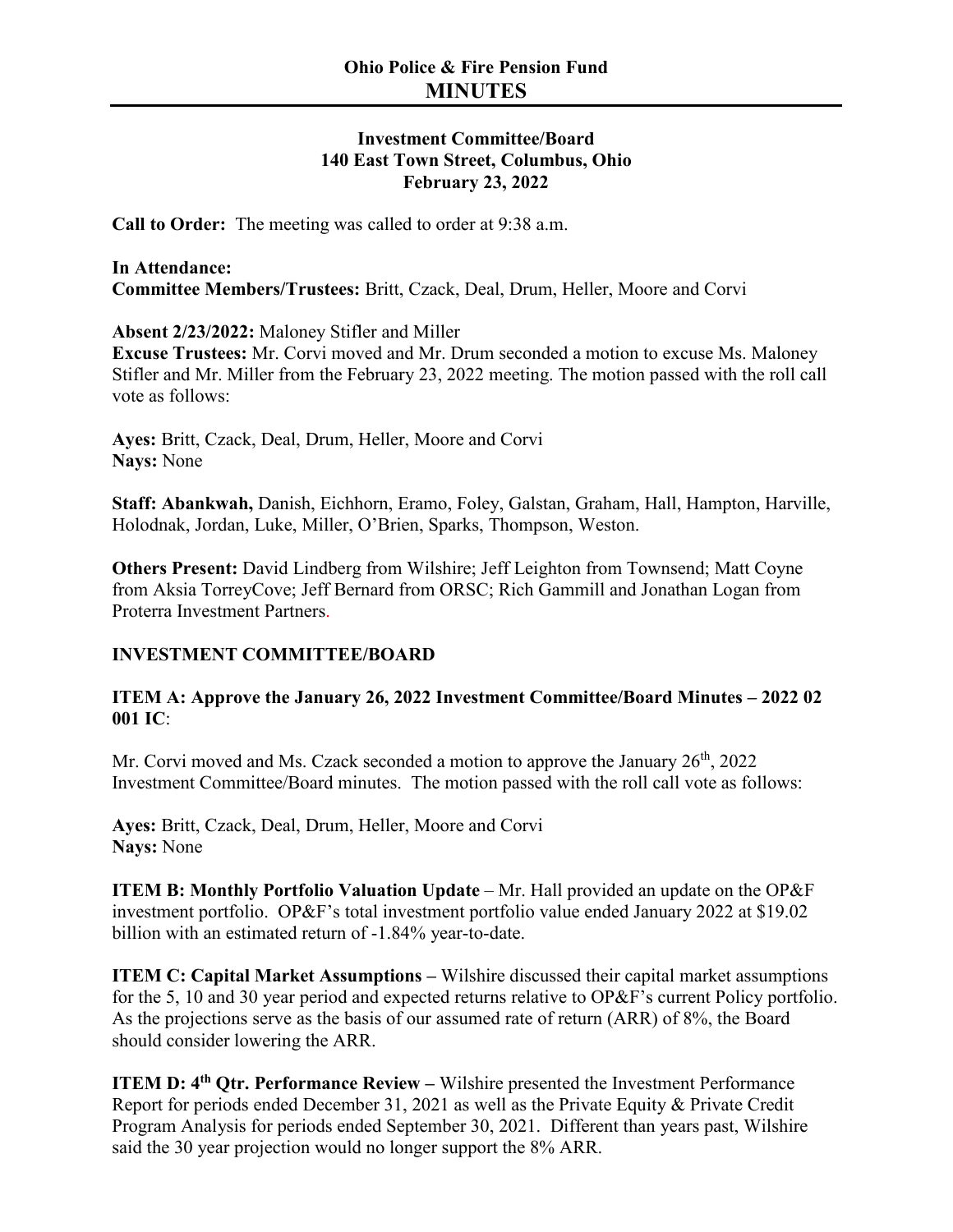# Ohio Police & Fire Pension Fund
# MINUTES

**Investment Committee/Board**
**140 East Town Street, Columbus, Ohio**
**February 23, 2022**

**Call to Order:** The meeting was called to order at 9:38 a.m.

**In Attendance:**
**Committee Members/Trustees:** Britt, Czack, Deal, Drum, Heller, Moore and Corvi

**Absent 2/23/2022:** Maloney Stifler and Miller
**Excuse Trustees:** Mr. Corvi moved and Mr. Drum seconded a motion to excuse Ms. Maloney Stifler and Mr. Miller from the February 23, 2022 meeting. The motion passed with the roll call vote as follows:

**Ayes:** Britt, Czack, Deal, Drum, Heller, Moore and Corvi
**Nays:** None

**Staff: Abankwah,** Danish, Eichhorn, Eramo, Foley, Galstan, Graham, Hall, Hampton, Harville, Holodnak, Jordan, Luke, Miller, O'Brien, Sparks, Thompson, Weston.

**Others Present:** David Lindberg from Wilshire; Jeff Leighton from Townsend; Matt Coyne from Aksia TorreyCove; Jeff Bernard from ORSC; Rich Gammill and Jonathan Logan from Proterra Investment Partners.

## INVESTMENT COMMITTEE/BOARD

**ITEM A: Approve the January 26, 2022 Investment Committee/Board Minutes – 2022 02 001 IC**:

Mr. Corvi moved and Ms. Czack seconded a motion to approve the January 26th, 2022 Investment Committee/Board minutes. The motion passed with the roll call vote as follows:

**Ayes:** Britt, Czack, Deal, Drum, Heller, Moore and Corvi
**Nays:** None

**ITEM B: Monthly Portfolio Valuation Update** – Mr. Hall provided an update on the OP&F investment portfolio. OP&F's total investment portfolio value ended January 2022 at $19.02 billion with an estimated return of -1.84% year-to-date.

**ITEM C: Capital Market Assumptions –** Wilshire discussed their capital market assumptions for the 5, 10 and 30 year period and expected returns relative to OP&F's current Policy portfolio. As the projections serve as the basis of our assumed rate of return (ARR) of 8%, the Board should consider lowering the ARR.

**ITEM D: 4th Qtr. Performance Review –** Wilshire presented the Investment Performance Report for periods ended December 31, 2021 as well as the Private Equity & Private Credit Program Analysis for periods ended September 30, 2021. Different than years past, Wilshire said the 30 year projection would no longer support the 8% ARR.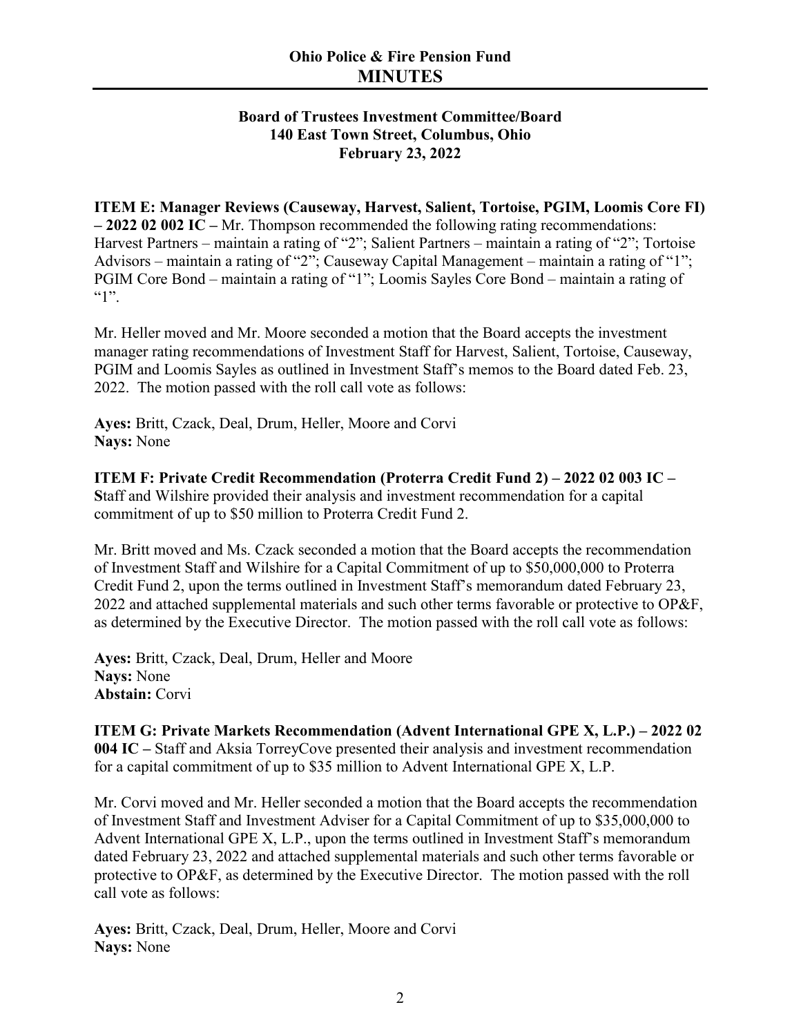# Ohio Police & Fire Pension Fund
# MINUTES

**Board of Trustees Investment Committee/Board**
**140 East Town Street, Columbus, Ohio**
**February 23, 2022**

**ITEM E: Manager Reviews (Causeway, Harvest, Salient, Tortoise, PGIM, Loomis Core FI) – 2022 02 002 IC –** Mr. Thompson recommended the following rating recommendations: Harvest Partners – maintain a rating of "2"; Salient Partners – maintain a rating of "2"; Tortoise Advisors – maintain a rating of "2"; Causeway Capital Management – maintain a rating of "1"; PGIM Core Bond – maintain a rating of "1"; Loomis Sayles Core Bond – maintain a rating of "1".

Mr. Heller moved and Mr. Moore seconded a motion that the Board accepts the investment manager rating recommendations of Investment Staff for Harvest, Salient, Tortoise, Causeway, PGIM and Loomis Sayles as outlined in Investment Staff's memos to the Board dated Feb. 23, 2022. The motion passed with the roll call vote as follows:

**Ayes:** Britt, Czack, Deal, Drum, Heller, Moore and Corvi
**Nays:** None

**ITEM F: Private Credit Recommendation (Proterra Credit Fund 2) – 2022 02 003 IC – S**taff and Wilshire provided their analysis and investment recommendation for a capital commitment of up to $50 million to Proterra Credit Fund 2.

Mr. Britt moved and Ms. Czack seconded a motion that the Board accepts the recommendation of Investment Staff and Wilshire for a Capital Commitment of up to $50,000,000 to Proterra Credit Fund 2, upon the terms outlined in Investment Staff's memorandum dated February 23, 2022 and attached supplemental materials and such other terms favorable or protective to OP&F, as determined by the Executive Director. The motion passed with the roll call vote as follows:

**Ayes:** Britt, Czack, Deal, Drum, Heller and Moore
**Nays:** None
**Abstain:** Corvi

**ITEM G: Private Markets Recommendation (Advent International GPE X, L.P.) – 2022 02 004 IC –** Staff and Aksia TorreyCove presented their analysis and investment recommendation for a capital commitment of up to $35 million to Advent International GPE X, L.P.

Mr. Corvi moved and Mr. Heller seconded a motion that the Board accepts the recommendation of Investment Staff and Investment Adviser for a Capital Commitment of up to $35,000,000 to Advent International GPE X, L.P., upon the terms outlined in Investment Staff's memorandum dated February 23, 2022 and attached supplemental materials and such other terms favorable or protective to OP&F, as determined by the Executive Director. The motion passed with the roll call vote as follows:

**Ayes:** Britt, Czack, Deal, Drum, Heller, Moore and Corvi
**Nays:** None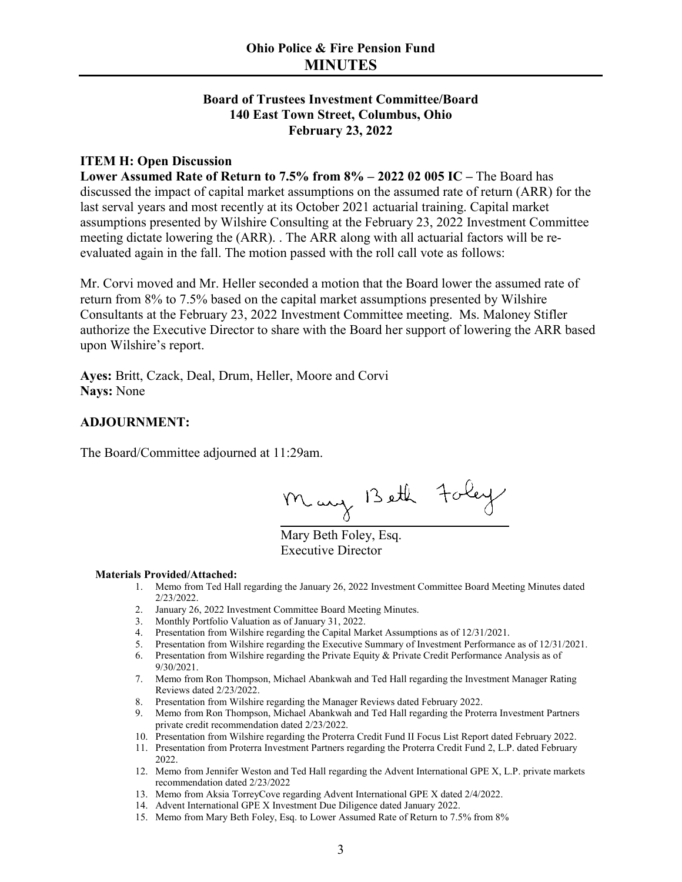## Ohio Police & Fire Pension Fund

# MINUTES

### Board of Trustees Investment Committee/Board
### 140 East Town Street, Columbus, Ohio
### February 23, 2022

**ITEM H: Open Discussion**

**Lower Assumed Rate of Return to 7.5% from 8% – 2022 02 005 IC –** The Board has discussed the impact of capital market assumptions on the assumed rate of return (ARR) for the last serval years and most recently at its October 2021 actuarial training. Capital market assumptions presented by Wilshire Consulting at the February 23, 2022 Investment Committee meeting dictate lowering the (ARR). . The ARR along with all actuarial factors will be re-evaluated again in the fall. The motion passed with the roll call vote as follows:

Mr. Corvi moved and Mr. Heller seconded a motion that the Board lower the assumed rate of return from 8% to 7.5% based on the capital market assumptions presented by Wilshire Consultants at the February 23, 2022 Investment Committee meeting. Ms. Maloney Stifler authorize the Executive Director to share with the Board her support of lowering the ARR based upon Wilshire's report.

**Ayes:** Britt, Czack, Deal, Drum, Heller, Moore and Corvi
**Nays:** None

**ADJOURNMENT:**

The Board/Committee adjourned at 11:29am.

Mary Beth Foley

Mary Beth Foley, Esq.
Executive Director

**Materials Provided/Attached:**

1. Memo from Ted Hall regarding the January 26, 2022 Investment Committee Board Meeting Minutes dated 2/23/2022.
2. January 26, 2022 Investment Committee Board Meeting Minutes.
3. Monthly Portfolio Valuation as of January 31, 2022.
4. Presentation from Wilshire regarding the Capital Market Assumptions as of 12/31/2021.
5. Presentation from Wilshire regarding the Executive Summary of Investment Performance as of 12/31/2021.
6. Presentation from Wilshire regarding the Private Equity & Private Credit Performance Analysis as of 9/30/2021.
7. Memo from Ron Thompson, Michael Abankwah and Ted Hall regarding the Investment Manager Rating Reviews dated 2/23/2022.
8. Presentation from Wilshire regarding the Manager Reviews dated February 2022.
9. Memo from Ron Thompson, Michael Abankwah and Ted Hall regarding the Proterra Investment Partners private credit recommendation dated 2/23/2022.
10. Presentation from Wilshire regarding the Proterra Credit Fund II Focus List Report dated February 2022.
11. Presentation from Proterra Investment Partners regarding the Proterra Credit Fund 2, L.P. dated February 2022.
12. Memo from Jennifer Weston and Ted Hall regarding the Advent International GPE X, L.P. private markets recommendation dated 2/23/2022
13. Memo from Aksia TorreyCove regarding Advent International GPE X dated 2/4/2022.
14. Advent International GPE X Investment Due Diligence dated January 2022.
15. Memo from Mary Beth Foley, Esq. to Lower Assumed Rate of Return to 7.5% from 8%